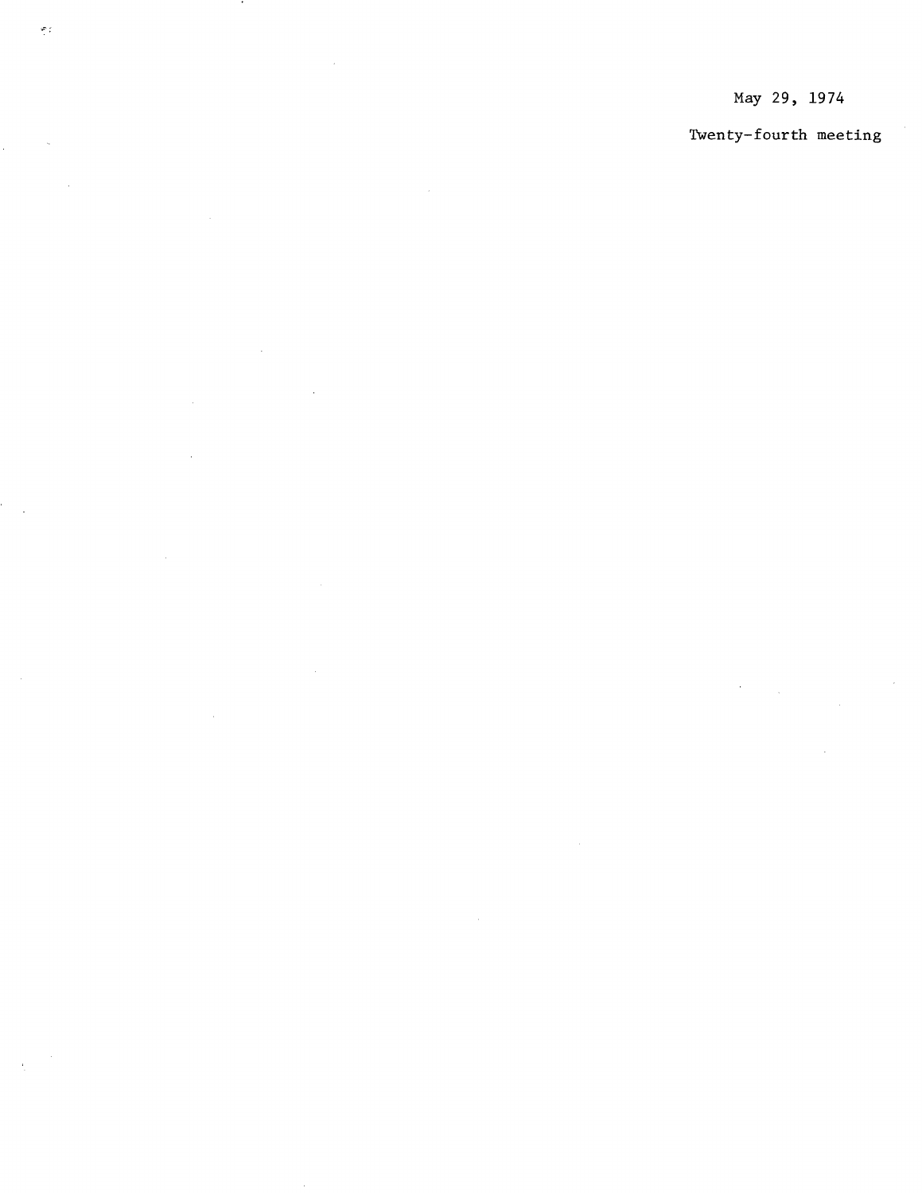May 29, 1974

Twenty-fourth meeting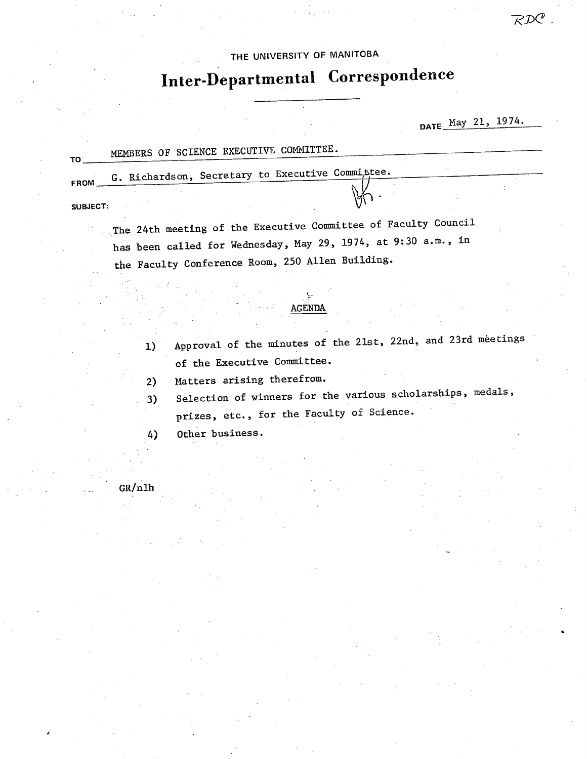RDC.

THE UNIVERSITY OF MANITOBA

# Inter-Departmental Correspondence

DATE May 21, 1974.

TO MEMBERS OF SCIENCE EXECUTIVE COMMITTEE.

FROM G. Richardson, Secretary to Executive Committee.

SUBJECT:

The 24th meeting of the Executive Committee of Faculty Council has been called for Wednesday, May 29, 1974, at 9:30 a.m., in the Faculty Conference Room, 250 Allen Building.

## AGENDA

1) Approval of the minutes of the 21st, 22nd, and 23rd meetings of the Executive Committee.
2) Matters arising therefrom.
3) Selection of winners for the various scholarships, medals, prizes, etc., for the Faculty of Science.
4) Other business.

GR/nlh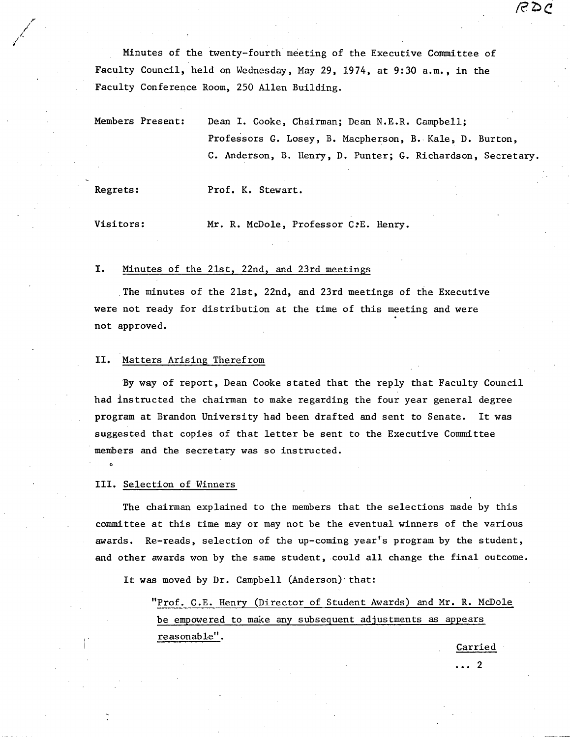RDC

Minutes of the twenty-fourth meeting of the Executive Committee of Faculty Council, held on Wednesday, May 29, 1974, at 9:30 a.m., in the Faculty Conference Room, 250 Allen Building.

Members Present: Dean I. Cooke, Chairman; Dean N.E.R. Campbell; Professors G. Losey, B. Macpherson, B. Kale, D. Burton, C. Anderson, B. Henry, D. Punter; G. Richardson, Secretary.

Regrets: Prof. K. Stewart.

Visitors: Mr. R. McDole, Professor C.E. Henry.

## I. Minutes of the 21st, 22nd, and 23rd meetings

The minutes of the 21st, 22nd, and 23rd meetings of the Executive were not ready for distribution at the time of this meeting and were not approved.

## II. Matters Arising Therefrom

By way of report, Dean Cooke stated that the reply that Faculty Council had instructed the chairman to make regarding the four year general degree program at Brandon University had been drafted and sent to Senate. It was suggested that copies of that letter be sent to the Executive Committee members and the secretary was so instructed.

## III. Selection of Winners

The chairman explained to the members that the selections made by this committee at this time may or may not be the eventual winners of the various awards. Re-reads, selection of the up-coming year's program by the student, and other awards won by the same student, could all change the final outcome.

It was moved by Dr. Campbell (Anderson) that:

> "Prof. C.E. Henry (Director of Student Awards) and Mr. R. McDole be empowered to make any subsequent adjustments as appears reasonable".

Carried

... 2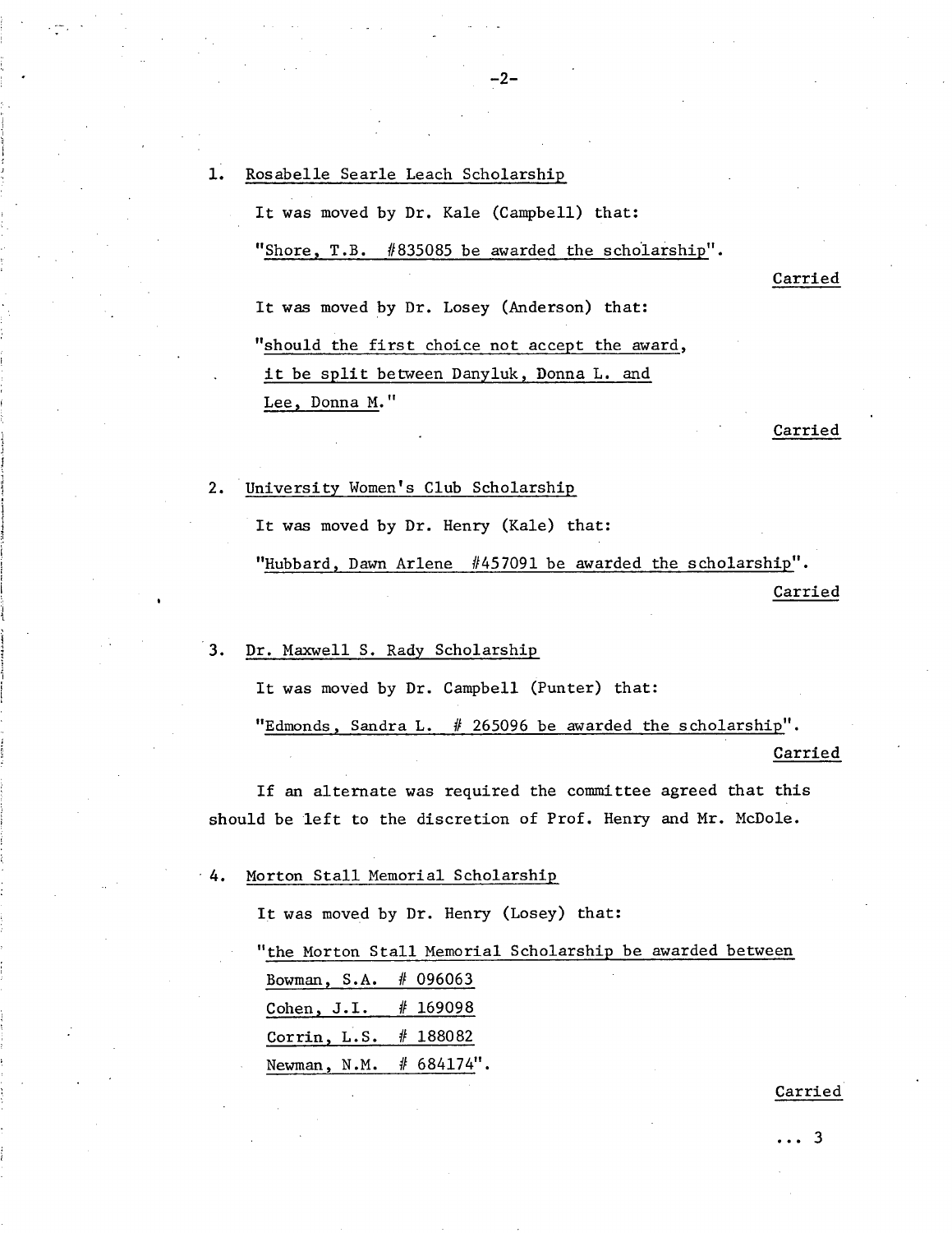1. Rosabelle Searle Leach Scholarship

   It was moved by Dr. Kale (Campbell) that:

   "Shore, T.B. #835085 be awarded the scholarship".

   Carried

   It was moved by Dr. Losey (Anderson) that:

   "should the first choice not accept the award, it be split between Danyluk, Donna L. and Lee, Donna M."

   Carried

2. University Women's Club Scholarship

   It was moved by Dr. Henry (Kale) that:

   "Hubbard, Dawn Arlene #457091 be awarded the scholarship".

   Carried

3. Dr. Maxwell S. Rady Scholarship

   It was moved by Dr. Campbell (Punter) that:

   "Edmonds, Sandra L. # 265096 be awarded the scholarship".

   Carried

If an alternate was required the committee agreed that this should be left to the discretion of Prof. Henry and Mr. McDole.

4. Morton Stall Memorial Scholarship

   It was moved by Dr. Henry (Losey) that:

   "the Morton Stall Memorial Scholarship be awarded between
   Bowman, S.A. # 096063
   Cohen, J.I. # 169098
   Corrin, L.S. # 188082
   Newman, N.M. # 684174".

   Carried

... 3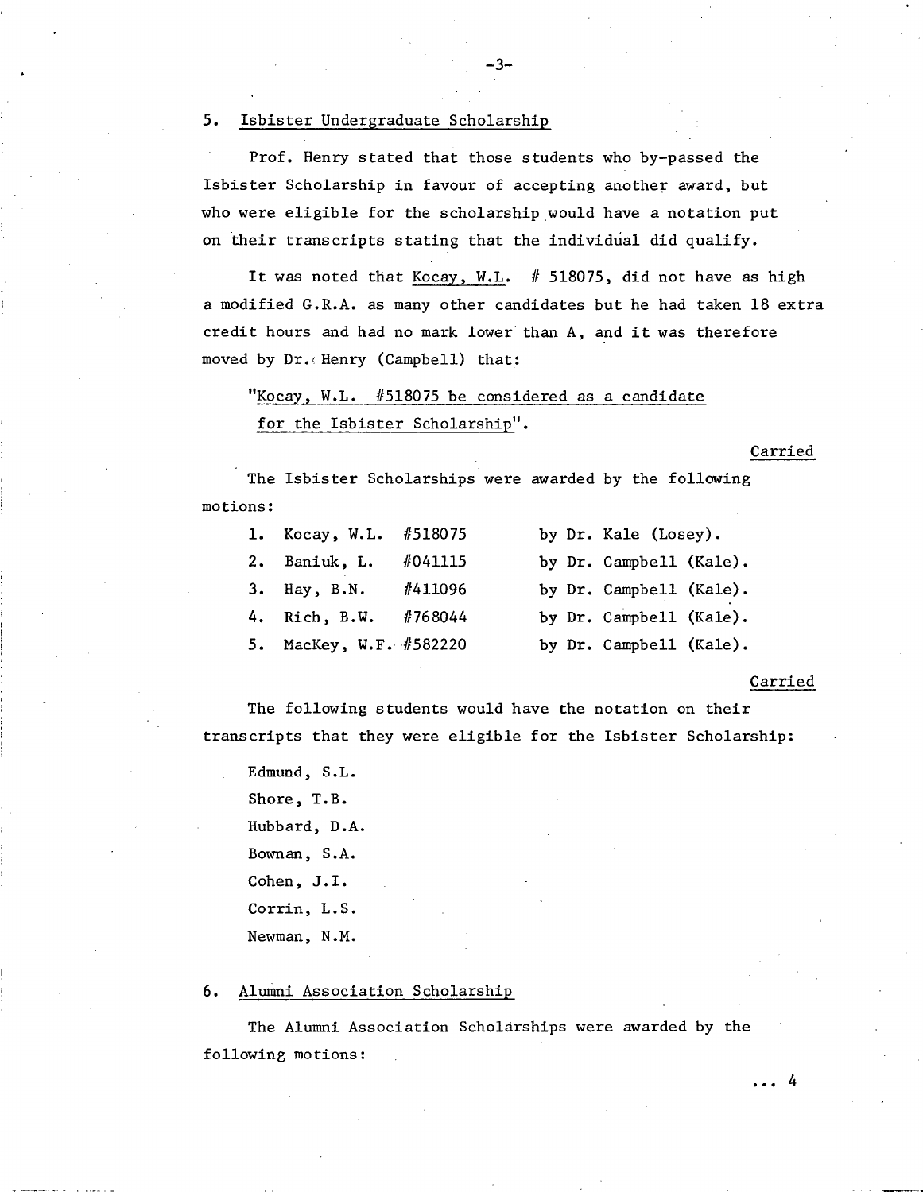## 5. Isbister Undergraduate Scholarship

Prof. Henry stated that those students who by-passed the Isbister Scholarship in favour of accepting another award, but who were eligible for the scholarship would have a notation put on their transcripts stating that the individual did qualify.

It was noted that Kocay, W.L. # 518075, did not have as high a modified G.R.A. as many other candidates but he had taken 18 extra credit hours and had no mark lower than A, and it was therefore moved by Dr. Henry (Campbell) that:

> "Kocay, W.L. #518075 be considered as a candidate for the Isbister Scholarship".

Carried

The Isbister Scholarships were awarded by the following motions:

1. Kocay, W.L. #518075 by Dr. Kale (Losey).
2. Baniuk, L. #041115 by Dr. Campbell (Kale).
3. Hay, B.N. #411096 by Dr. Campbell (Kale).
4. Rich, B.W. #768044 by Dr. Campbell (Kale).
5. MacKey, W.F. #582220 by Dr. Campbell (Kale).

Carried

The following students would have the notation on their transcripts that they were eligible for the Isbister Scholarship:

Edmund, S.L.
Shore, T.B.
Hubbard, D.A.
Bownan, S.A.
Cohen, J.I.
Corrin, L.S.
Newman, N.M.

## 6. Alumni Association Scholarship

The Alumni Association Scholarships were awarded by the following motions:

... 4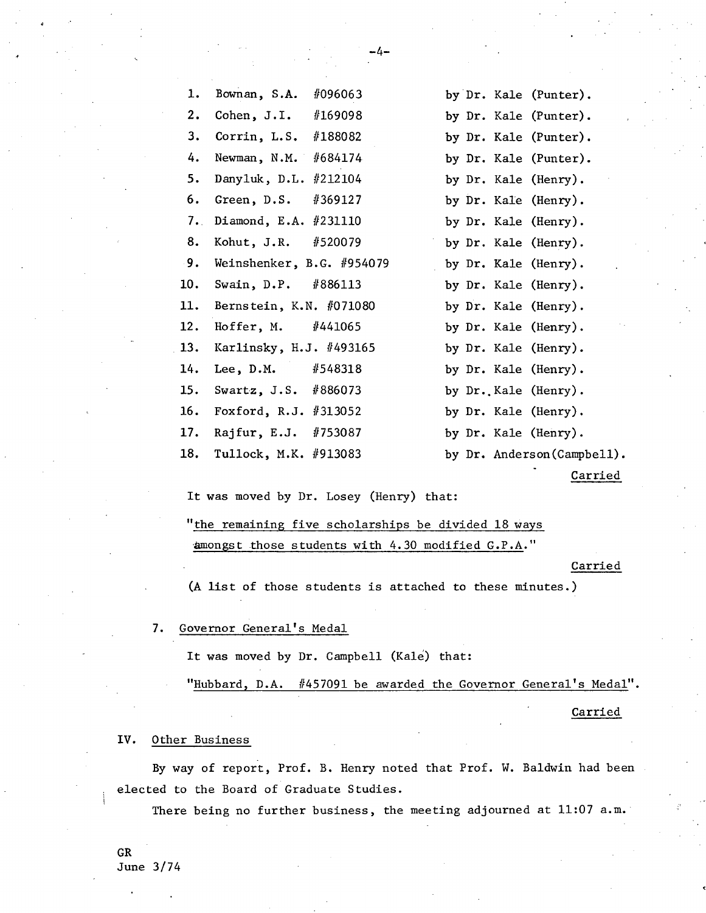1. Bownan, S.A. #096063 by Dr. Kale (Punter).
2. Cohen, J.I. #169098 by Dr. Kale (Punter).
3. Corrin, L.S. #188082 by Dr. Kale (Punter).
4. Newman, N.M. #684174 by Dr. Kale (Punter).
5. Danyluk, D.L. #212104 by Dr. Kale (Henry).
6. Green, D.S. #369127 by Dr. Kale (Henry).
7. Diamond, E.A. #231110 by Dr. Kale (Henry).
8. Kohut, J.R. #520079 by Dr. Kale (Henry).
9. Weinshenker, B.G. #954079 by Dr. Kale (Henry).
10. Swain, D.P. #886113 by Dr. Kale (Henry).
11. Bernstein, K.N. #071080 by Dr. Kale (Henry).
12. Hoffer, M. #441065 by Dr. Kale (Henry).
13. Karlinsky, H.J. #493165 by Dr. Kale (Henry).
14. Lee, D.M. #548318 by Dr. Kale (Henry).
15. Swartz, J.S. #886073 by Dr. Kale (Henry).
16. Foxford, R.J. #313052 by Dr. Kale (Henry).
17. Rajfur, E.J. #753087 by Dr. Kale (Henry).
18. Tullock, M.K. #913083 by Dr. Anderson(Campbell).

Carried

It was moved by Dr. Losey (Henry) that:

"the remaining five scholarships be divided 18 ways amongst those students with 4.30 modified G.P.A."

Carried

(A list of those students is attached to these minutes.)

7. Governor General's Medal

It was moved by Dr. Campbell (Kalé) that:

"Hubbard, D.A. #457091 be awarded the Governor General's Medal".

Carried

## IV. Other Business

By way of report, Prof. B. Henry noted that Prof. W. Baldwin had been elected to the Board of Graduate Studies.

There being no further business, the meeting adjourned at 11:07 a.m.

GR
June 3/74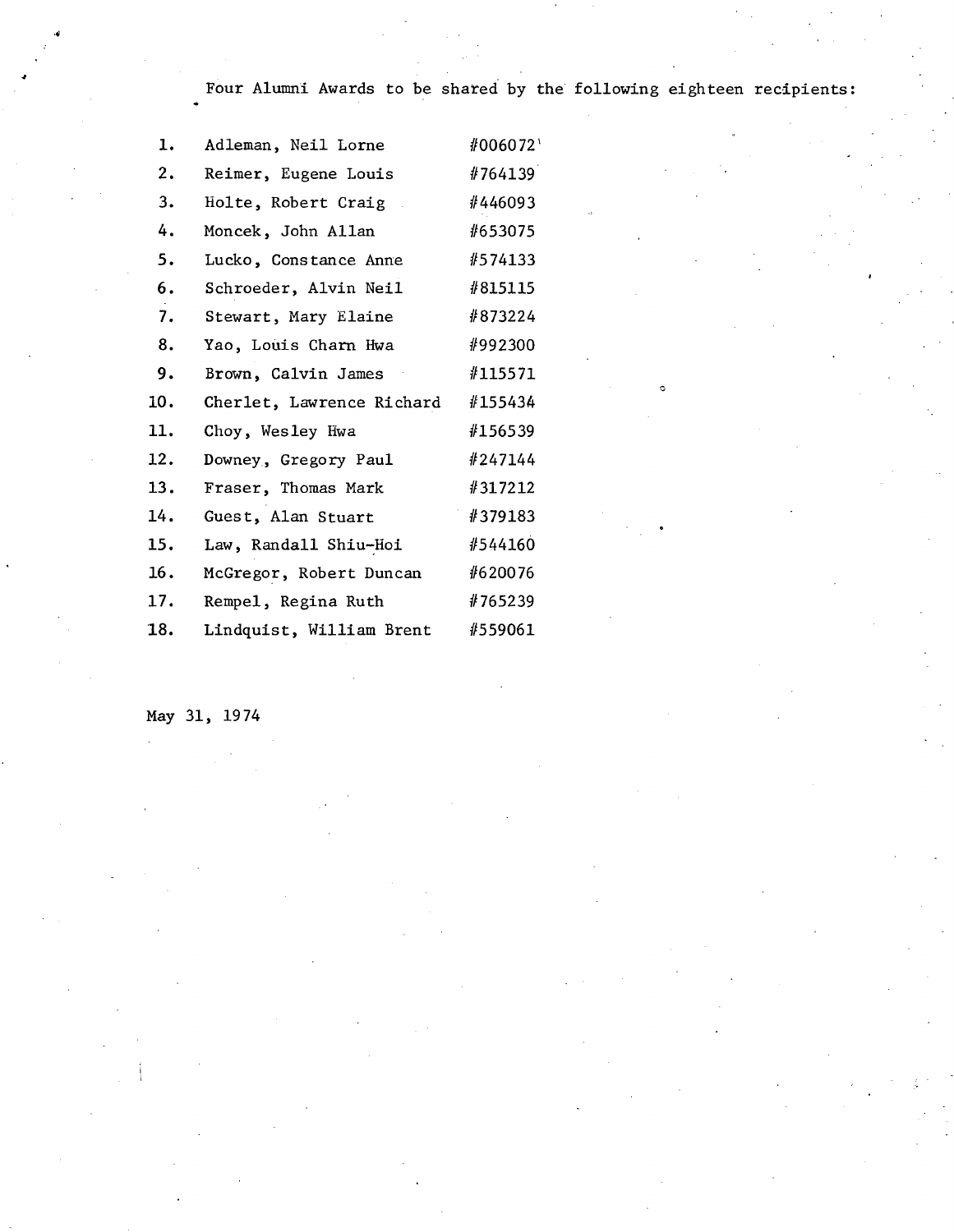Four Alumni Awards to be shared by the following eighteen recipients:

| | | |
|---|---|---|
| 1. | Adleman, Neil Lorne | #006072 |
| 2. | Reimer, Eugene Louis | #764139 |
| 3. | Holte, Robert Craig | #446093 |
| 4. | Moncek, John Allan | #653075 |
| 5. | Lucko, Constance Anne | #574133 |
| 6. | Schroeder, Alvin Neil | #815115 |
| 7. | Stewart, Mary Elaine | #873224 |
| 8. | Yao, Louis Charn Hwa | #992300 |
| 9. | Brown, Calvin James | #115571 |
| 10. | Cherlet, Lawrence Richard | #155434 |
| 11. | Choy, Wesley Hwa | #156539 |
| 12. | Downey, Gregory Paul | #247144 |
| 13. | Fraser, Thomas Mark | #317212 |
| 14. | Guest, Alan Stuart | #379183 |
| 15. | Law, Randall Shiu-Hoi | #544160 |
| 16. | McGregor, Robert Duncan | #620076 |
| 17. | Rempel, Regina Ruth | #765239 |
| 18. | Lindquist, William Brent | #559061 |

May 31, 1974